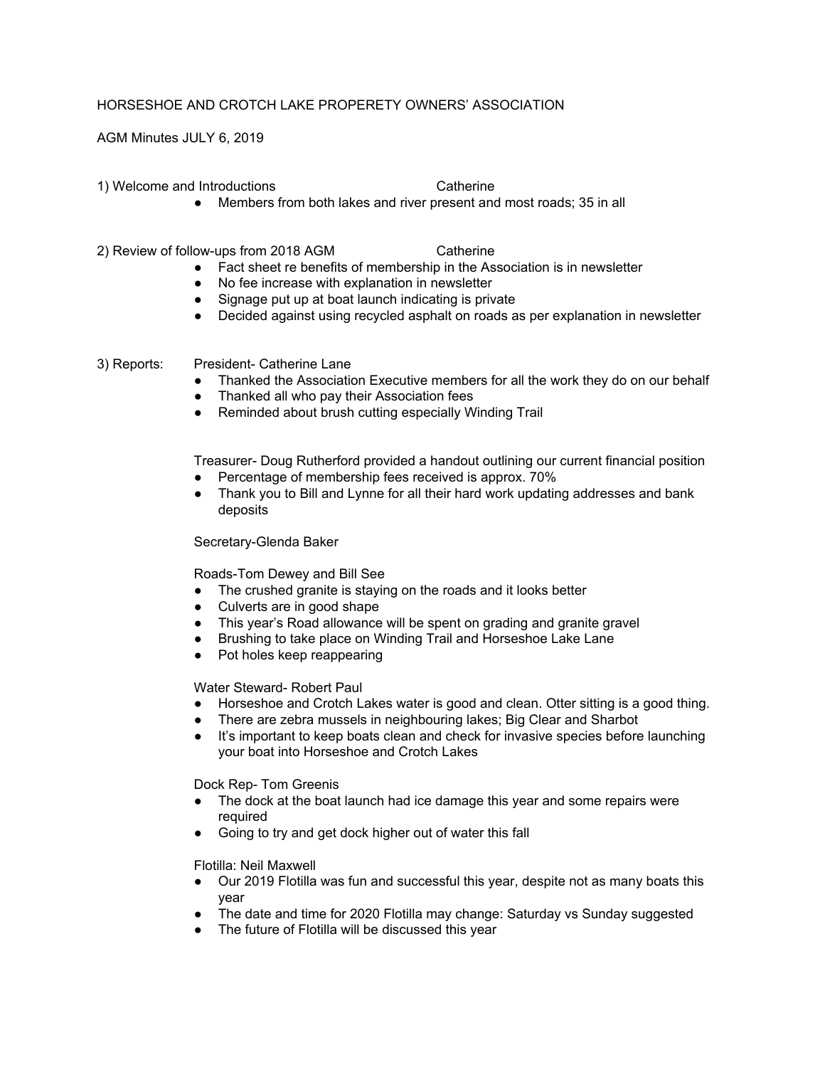# HORSESHOE AND CROTCH LAKE PROPERETY OWNERS' ASSOCIATION

AGM Minutes JULY 6, 2019

## 1) Welcome and Introductions — Catherine

- Members from both lakes and river present and most roads; 35 in all

## 2) Review of follow-ups from 2018 AGM — Catherine

- Fact sheet re benefits of membership in the Association is in newsletter
- No fee increase with explanation in newsletter
- Signage put up at boat launch indicating is private
- Decided against using recycled asphalt on roads as per explanation in newsletter

## 3) Reports:

President- Catherine Lane

- Thanked the Association Executive members for all the work they do on our behalf
- Thanked all who pay their Association fees
- Reminded about brush cutting especially Winding Trail

Treasurer- Doug Rutherford provided a handout outlining our current financial position

- Percentage of membership fees received is approx. 70%
- Thank you to Bill and Lynne for all their hard work updating addresses and bank deposits

Secretary-Glenda Baker

Roads-Tom Dewey and Bill See

- The crushed granite is staying on the roads and it looks better
- Culverts are in good shape
- This year's Road allowance will be spent on grading and granite gravel
- Brushing to take place on Winding Trail and Horseshoe Lake Lane
- Pot holes keep reappearing

Water Steward- Robert Paul

- Horseshoe and Crotch Lakes water is good and clean. Otter sitting is a good thing.
- There are zebra mussels in neighbouring lakes; Big Clear and Sharbot
- It's important to keep boats clean and check for invasive species before launching your boat into Horseshoe and Crotch Lakes

Dock Rep- Tom Greenis

- The dock at the boat launch had ice damage this year and some repairs were required
- Going to try and get dock higher out of water this fall

Flotilla: Neil Maxwell

- Our 2019 Flotilla was fun and successful this year, despite not as many boats this year
- The date and time for 2020 Flotilla may change: Saturday vs Sunday suggested
- The future of Flotilla will be discussed this year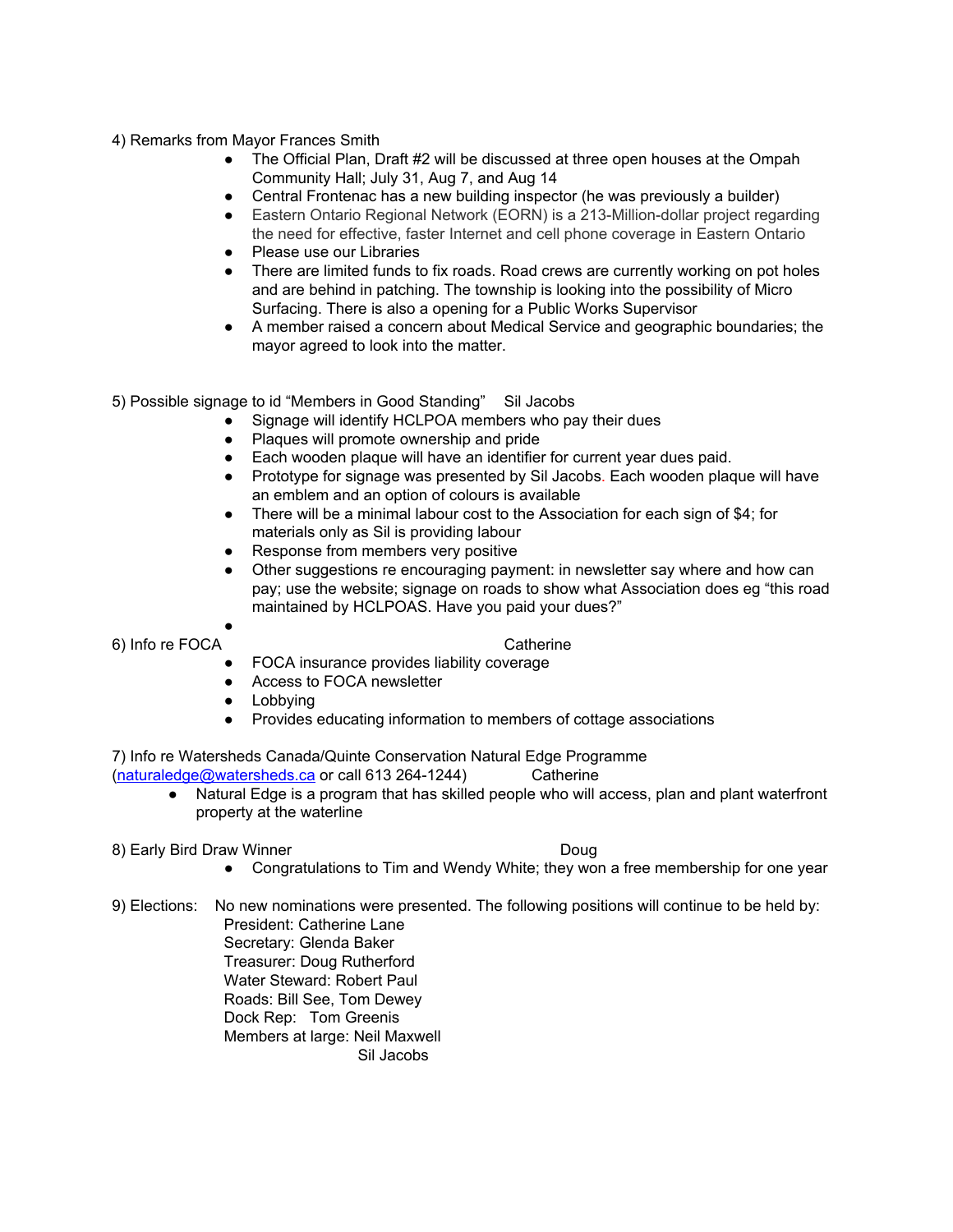4) Remarks from Mayor Frances Smith

- The Official Plan, Draft #2 will be discussed at three open houses at the Ompah Community Hall; July 31, Aug 7, and Aug 14
- Central Frontenac has a new building inspector (he was previously a builder)
- Eastern Ontario Regional Network (EORN) is a 213-Million-dollar project regarding the need for effective, faster Internet and cell phone coverage in Eastern Ontario
- Please use our Libraries
- There are limited funds to fix roads. Road crews are currently working on pot holes and are behind in patching. The township is looking into the possibility of Micro Surfacing. There is also a opening for a Public Works Supervisor
- A member raised a concern about Medical Service and geographic boundaries; the mayor agreed to look into the matter.

5) Possible signage to id "Members in Good Standing"    Sil Jacobs

- Signage will identify HCLPOA members who pay their dues
- Plaques will promote ownership and pride
- Each wooden plaque will have an identifier for current year dues paid.
- Prototype for signage was presented by Sil Jacobs. Each wooden plaque will have an emblem and an option of colours is available
- There will be a minimal labour cost to the Association for each sign of $4; for materials only as Sil is providing labour
- Response from members very positive
- Other suggestions re encouraging payment: in newsletter say where and how can pay; use the website; signage on roads to show what Association does eg "this road maintained by HCLPOAS. Have you paid your dues?"
-

6) Info re FOCA    Catherine

- FOCA insurance provides liability coverage
- Access to FOCA newsletter
- Lobbying
- Provides educating information to members of cottage associations

7) Info re Watersheds Canada/Quinte Conservation Natural Edge Programme (naturaledge@watersheds.ca or call 613 264-1244)    Catherine

- Natural Edge is a program that has skilled people who will access, plan and plant waterfront property at the waterline

8) Early Bird Draw Winner    Doug

- Congratulations to Tim and Wendy White; they won a free membership for one year

9) Elections: No new nominations were presented. The following positions will continue to be held by:

President: Catherine Lane
Secretary: Glenda Baker
Treasurer: Doug Rutherford
Water Steward: Robert Paul
Roads: Bill See, Tom Dewey
Dock Rep: Tom Greenis
Members at large: Neil Maxwell
Sil Jacobs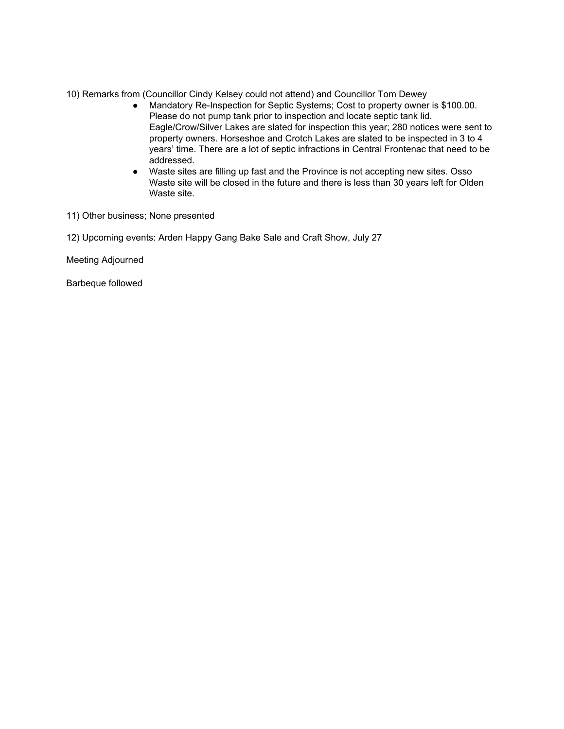10) Remarks from (Councillor Cindy Kelsey could not attend) and Councillor Tom Dewey

- Mandatory Re-Inspection for Septic Systems; Cost to property owner is $100.00. Please do not pump tank prior to inspection and locate septic tank lid. Eagle/Crow/Silver Lakes are slated for inspection this year; 280 notices were sent to property owners. Horseshoe and Crotch Lakes are slated to be inspected in 3 to 4 years' time. There are a lot of septic infractions in Central Frontenac that need to be addressed.
- Waste sites are filling up fast and the Province is not accepting new sites. Osso Waste site will be closed in the future and there is less than 30 years left for Olden Waste site.

11) Other business; None presented

12) Upcoming events: Arden Happy Gang Bake Sale and Craft Show, July 27

Meeting Adjourned

Barbeque followed